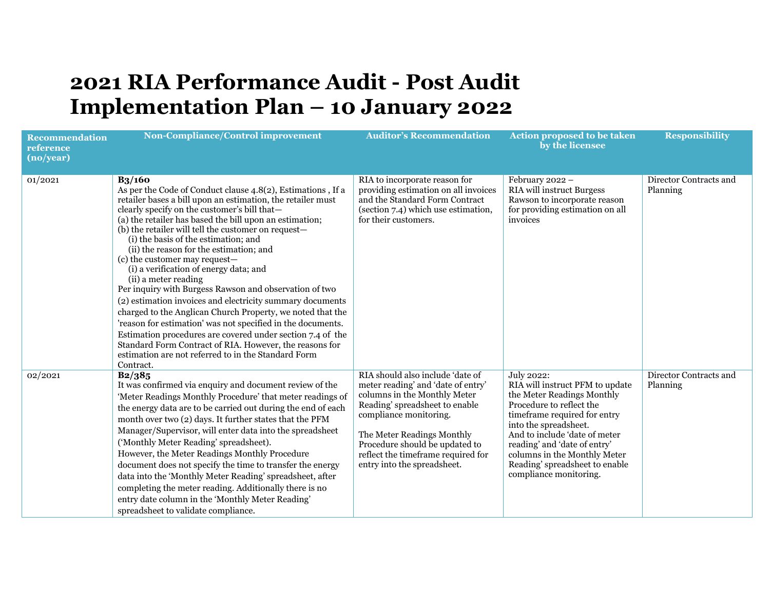# 2021 RIA Performance Audit - Post Audit Implementation Plan – 10 January 2022

| Recommendation reference (no/year) | Non-Compliance/Control improvement | Auditor's Recommendation | Action proposed to be taken by the licensee | Responsibility |
|---|---|---|---|---|
| 01/2021 | **B3/160**<br>As per the Code of Conduct clause 4.8(2), Estimations , If a retailer bases a bill upon an estimation, the retailer must clearly specify on the customer's bill that—<br>(a) the retailer has based the bill upon an estimation;<br>(b) the retailer will tell the customer on request—<br>(i) the basis of the estimation; and<br>(ii) the reason for the estimation; and<br>(c) the customer may request—<br>(i) a verification of energy data; and<br>(ii) a meter reading<br>Per inquiry with Burgess Rawson and observation of two (2) estimation invoices and electricity summary documents charged to the Anglican Church Property, we noted that the 'reason for estimation' was not specified in the documents. Estimation procedures are covered under section 7.4 of the Standard Form Contract of RIA. However, the reasons for estimation are not referred to in the Standard Form Contract. | RIA to incorporate reason for providing estimation on all invoices and the Standard Form Contract (section 7.4) which use estimation, for their customers. | February 2022 –<br>RIA will instruct Burgess Rawson to incorporate reason for providing estimation on all invoices | Director Contracts and Planning |
| 02/2021 | **B2/385**<br>It was confirmed via enquiry and document review of the 'Meter Readings Monthly Procedure' that meter readings of the energy data are to be carried out during the end of each month over two (2) days. It further states that the PFM Manager/Supervisor, will enter data into the spreadsheet ('Monthly Meter Reading' spreadsheet).<br>However, the Meter Readings Monthly Procedure document does not specify the time to transfer the energy data into the 'Monthly Meter Reading' spreadsheet, after completing the meter reading. Additionally there is no entry date column in the 'Monthly Meter Reading' spreadsheet to validate compliance. | RIA should also include 'date of meter reading' and 'date of entry' columns in the Monthly Meter Reading' spreadsheet to enable compliance monitoring.<br><br>The Meter Readings Monthly Procedure should be updated to reflect the timeframe required for entry into the spreadsheet. | July 2022:<br>RIA will instruct PFM to update the Meter Readings Monthly Procedure to reflect the timeframe required for entry into the spreadsheet.<br>And to include 'date of meter reading' and 'date of entry' columns in the Monthly Meter Reading' spreadsheet to enable compliance monitoring. | Director Contracts and Planning |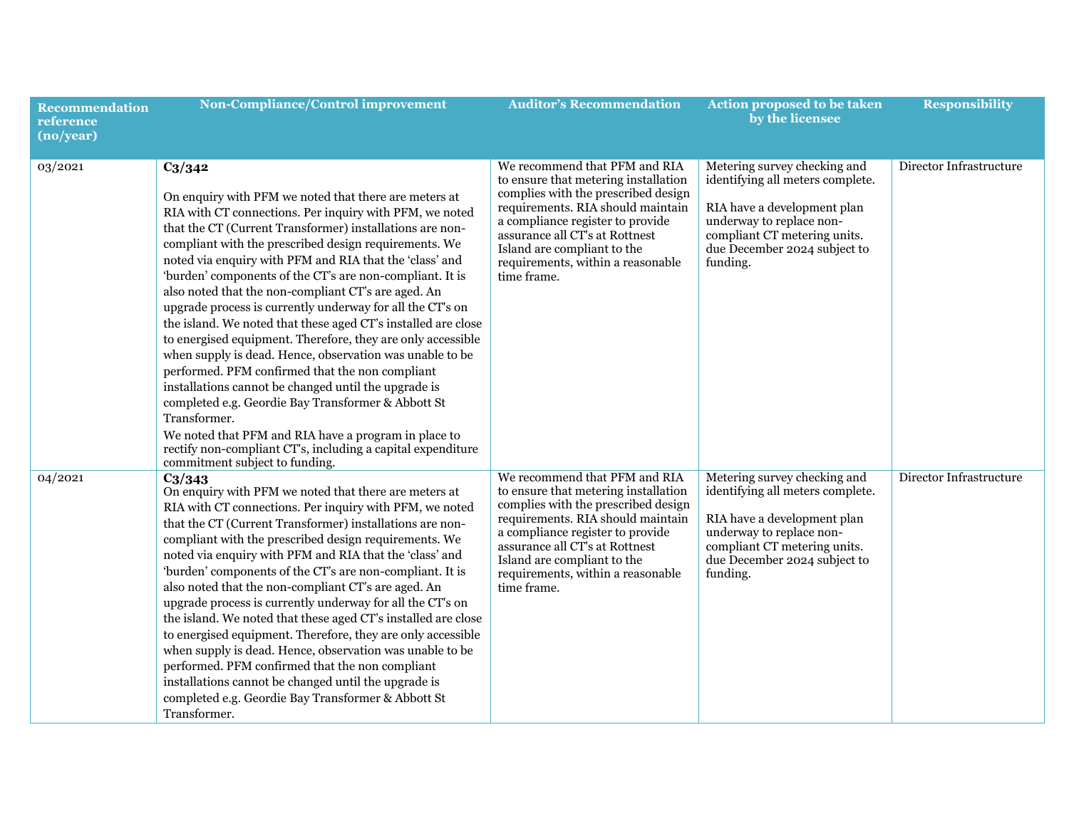| Recommendation reference (no/year) | Non-Compliance/Control improvement | Auditor's Recommendation | Action proposed to be taken by the licensee | Responsibility |
|---|---|---|---|---|
| 03/2021 | **C3/342**<br><br>On enquiry with PFM we noted that there are meters at RIA with CT connections. Per inquiry with PFM, we noted that the CT (Current Transformer) installations are non-compliant with the prescribed design requirements. We noted via enquiry with PFM and RIA that the 'class' and 'burden' components of the CT's are non-compliant. It is also noted that the non-compliant CT's are aged. An upgrade process is currently underway for all the CT's on the island. We noted that these aged CT's installed are close to energised equipment. Therefore, they are only accessible when supply is dead. Hence, observation was unable to be performed. PFM confirmed that the non compliant installations cannot be changed until the upgrade is completed e.g. Geordie Bay Transformer & Abbott St Transformer.<br>We noted that PFM and RIA have a program in place to rectify non-compliant CT's, including a capital expenditure commitment subject to funding. | We recommend that PFM and RIA to ensure that metering installation complies with the prescribed design requirements. RIA should maintain a compliance register to provide assurance all CT's at Rottnest Island are compliant to the requirements, within a reasonable time frame. | Metering survey checking and identifying all meters complete.<br><br>RIA have a development plan underway to replace non-compliant CT metering units. due December 2024 subject to funding. | Director Infrastructure |
| 04/2021 | **C3/343**<br>On enquiry with PFM we noted that there are meters at RIA with CT connections. Per inquiry with PFM, we noted that the CT (Current Transformer) installations are non-compliant with the prescribed design requirements. We noted via enquiry with PFM and RIA that the 'class' and 'burden' components of the CT's are non-compliant. It is also noted that the non-compliant CT's are aged. An upgrade process is currently underway for all the CT's on the island. We noted that these aged CT's installed are close to energised equipment. Therefore, they are only accessible when supply is dead. Hence, observation was unable to be performed. PFM confirmed that the non compliant installations cannot be changed until the upgrade is completed e.g. Geordie Bay Transformer & Abbott St Transformer. | We recommend that PFM and RIA to ensure that metering installation complies with the prescribed design requirements. RIA should maintain a compliance register to provide assurance all CT's at Rottnest Island are compliant to the requirements, within a reasonable time frame. | Metering survey checking and identifying all meters complete.<br><br>RIA have a development plan underway to replace non-compliant CT metering units. due December 2024 subject to funding. | Director Infrastructure |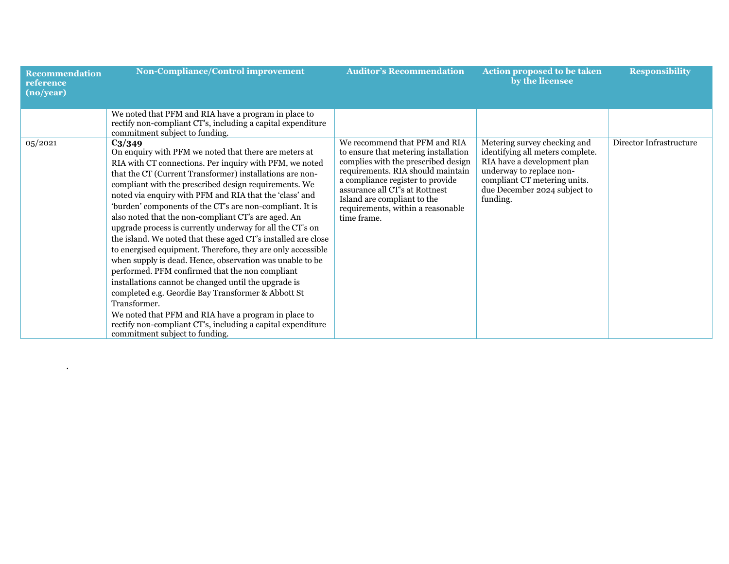| Recommendation reference (no/year) | Non-Compliance/Control improvement | Auditor's Recommendation | Action proposed to be taken by the licensee | Responsibility |
|---|---|---|---|---|
| | We noted that PFM and RIA have a program in place to rectify non-compliant CT's, including a capital expenditure commitment subject to funding. | | | |
| 05/2021 | **C3/349**<br>On enquiry with PFM we noted that there are meters at RIA with CT connections. Per inquiry with PFM, we noted that the CT (Current Transformer) installations are non-compliant with the prescribed design requirements. We noted via enquiry with PFM and RIA that the 'class' and 'burden' components of the CT's are non-compliant. It is also noted that the non-compliant CT's are aged. An upgrade process is currently underway for all the CT's on the island. We noted that these aged CT's installed are close to energised equipment. Therefore, they are only accessible when supply is dead. Hence, observation was unable to be performed. PFM confirmed that the non compliant installations cannot be changed until the upgrade is completed e.g. Geordie Bay Transformer & Abbott St Transformer.<br>We noted that PFM and RIA have a program in place to rectify non-compliant CT's, including a capital expenditure commitment subject to funding. | We recommend that PFM and RIA to ensure that metering installation complies with the prescribed design requirements. RIA should maintain a compliance register to provide assurance all CT's at Rottnest Island are compliant to the requirements, within a reasonable time frame. | Metering survey checking and identifying all meters complete. RIA have a development plan underway to replace non-compliant CT metering units. due December 2024 subject to funding. | Director Infrastructure |

.